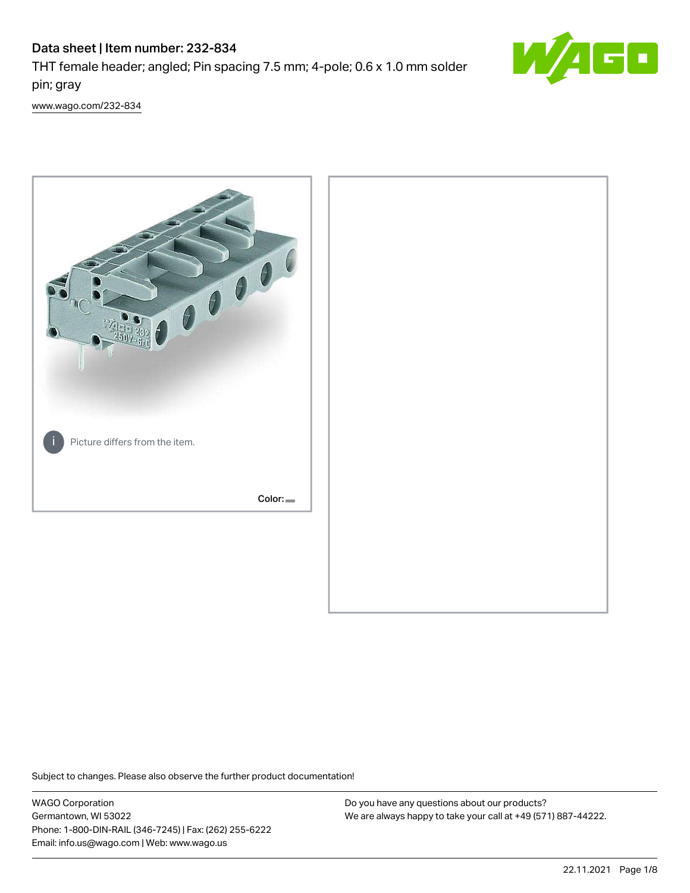# Data sheet | Item number: 232-834

THT female header; angled; Pin spacing 7.5 mm; 4-pole; 0.6 x 1.0 mm solder pin; gray

[www.wago.com/232-834](www.wago.com/232-834)

Picture differs from the item.

Color:

Subject to changes. Please also observe the further product documentation!

WAGO Corporation
Germantown, WI 53022
Phone: 1-800-DIN-RAIL (346-7245) | Fax: (262) 255-6222
Email: info.us@wago.com | Web: www.wago.us

Do you have any questions about our products?
We are always happy to take your call at +49 (571) 887-44222.

22.11.2021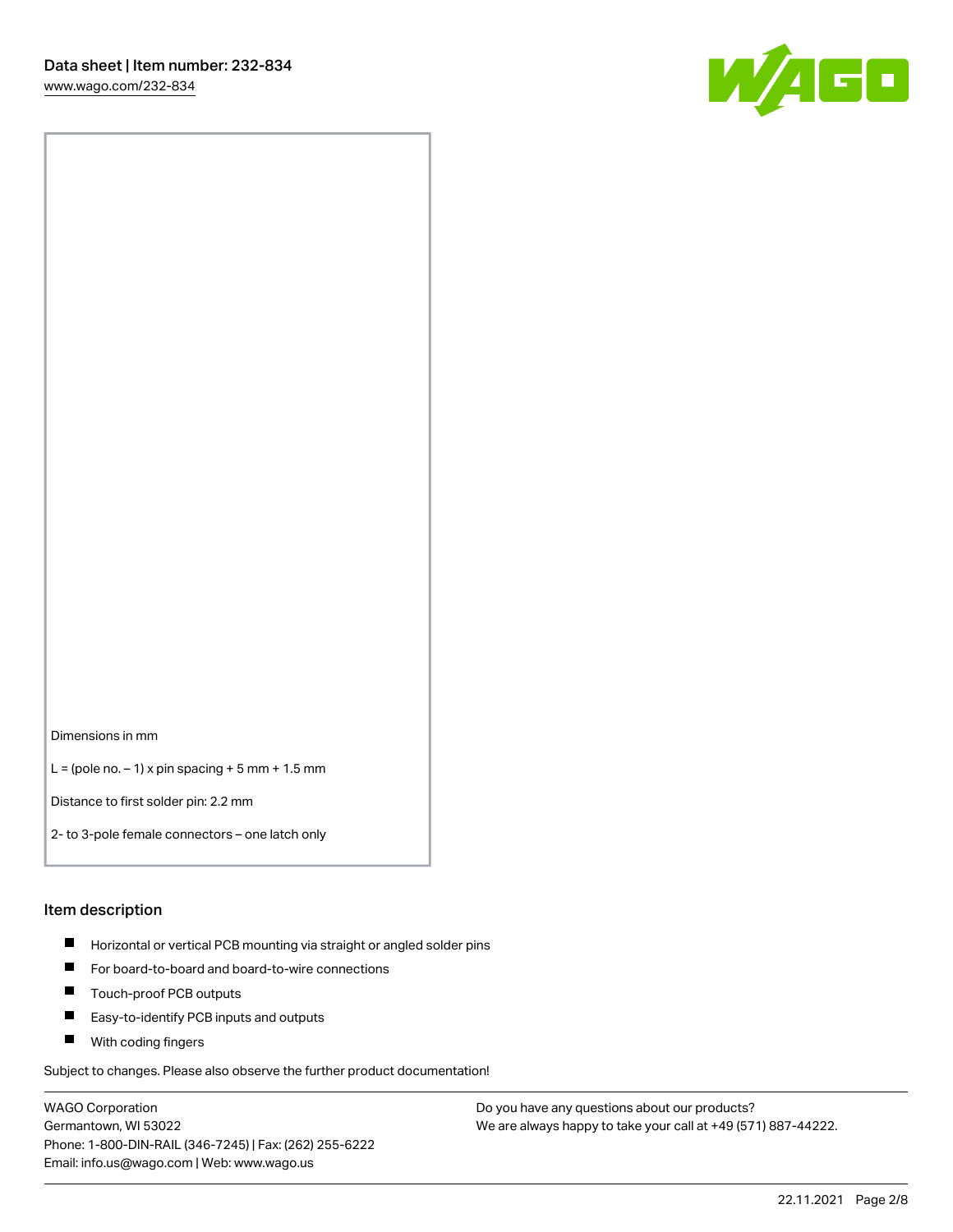Dimensions in mm

L = (pole no. – 1) x pin spacing + 5 mm + 1.5 mm

Distance to first solder pin: 2.2 mm

2- to 3-pole female connectors – one latch only

## Item description

- Horizontal or vertical PCB mounting via straight or angled solder pins
- For board-to-board and board-to-wire connections
- Touch-proof PCB outputs
- Easy-to-identify PCB inputs and outputs
- With coding fingers

Subject to changes. Please also observe the further product documentation!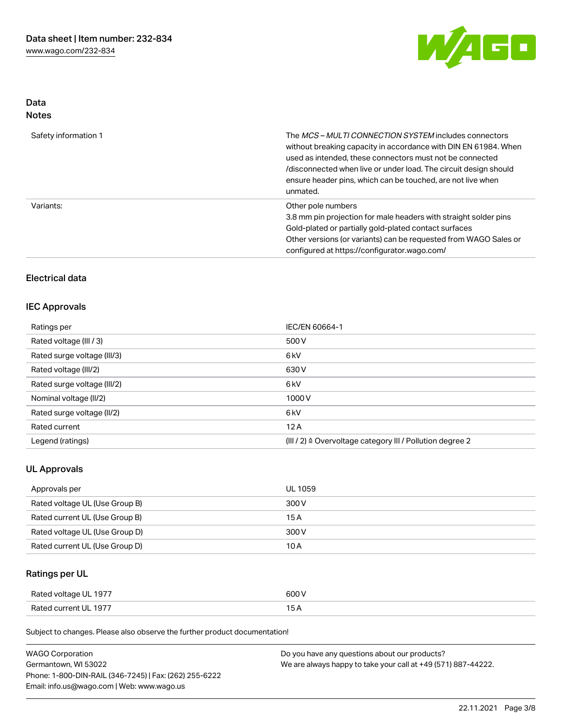## Data
### Notes

| | |
|---|---|
| Safety information 1 | The *MCS – MULTI CONNECTION SYSTEM* includes connectors without breaking capacity in accordance with DIN EN 61984. When used as intended, these connectors must not be connected /disconnected when live or under load. The circuit design should ensure header pins, which can be touched, are not live when unmated. |
| Variants: | Other pole numbers<br>3.8 mm pin projection for male headers with straight solder pins<br>Gold-plated or partially gold-plated contact surfaces<br>Other versions (or variants) can be requested from WAGO Sales or configured at https://configurator.wago.com/ |

## Electrical data

### IEC Approvals

| | |
|---|---|
| Ratings per | IEC/EN 60664-1 |
| Rated voltage (III / 3) | 500 V |
| Rated surge voltage (III/3) | 6 kV |
| Rated voltage (III/2) | 630 V |
| Rated surge voltage (III/2) | 6 kV |
| Nominal voltage (II/2) | 1000 V |
| Rated surge voltage (II/2) | 6 kV |
| Rated current | 12 A |
| Legend (ratings) | (III / 2) ≙ Overvoltage category III / Pollution degree 2 |

### UL Approvals

| | |
|---|---|
| Approvals per | UL 1059 |
| Rated voltage UL (Use Group B) | 300 V |
| Rated current UL (Use Group B) | 15 A |
| Rated voltage UL (Use Group D) | 300 V |
| Rated current UL (Use Group D) | 10 A |

### Ratings per UL

| | |
|---|---|
| Rated voltage UL 1977 | 600 V |
| Rated current UL 1977 | 15 A |

Subject to changes. Please also observe the further product documentation!

WAGO Corporation
Germantown, WI 53022
Phone: 1-800-DIN-RAIL (346-7245) | Fax: (262) 255-6222
Email: info.us@wago.com | Web: www.wago.us

Do you have any questions about our products?
We are always happy to take your call at +49 (571) 887-44222.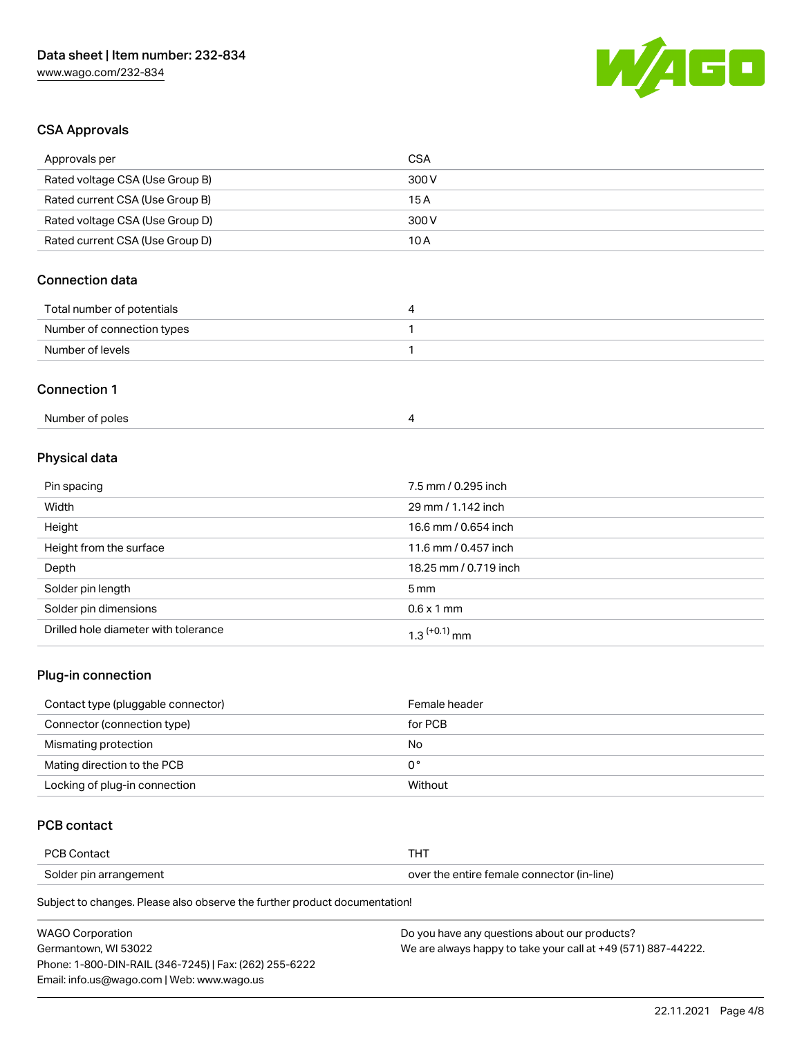## CSA Approvals

| Approvals per | CSA |
| --- | --- |
| Rated voltage CSA (Use Group B) | 300 V |
| Rated current CSA (Use Group B) | 15 A |
| Rated voltage CSA (Use Group D) | 300 V |
| Rated current CSA (Use Group D) | 10 A |

## Connection data

| Total number of potentials | 4 |
| --- | --- |
| Number of connection types | 1 |
| Number of levels | 1 |

## Connection 1

| Number of poles | 4 |
| --- | --- |

## Physical data

| Pin spacing | 7.5 mm / 0.295 inch |
| --- | --- |
| Width | 29 mm / 1.142 inch |
| Height | 16.6 mm / 0.654 inch |
| Height from the surface | 11.6 mm / 0.457 inch |
| Depth | 18.25 mm / 0.719 inch |
| Solder pin length | 5 mm |
| Solder pin dimensions | 0.6 x 1 mm |
| Drilled hole diameter with tolerance | $1.3^{(+0.1)}$ mm |

## Plug-in connection

| Contact type (pluggable connector) | Female header |
| --- | --- |
| Connector (connection type) | for PCB |
| Mismating protection | No |
| Mating direction to the PCB | 0° |
| Locking of plug-in connection | Without |

## PCB contact

| PCB Contact | THT |
| --- | --- |
| Solder pin arrangement | over the entire female connector (in-line) |

Subject to changes. Please also observe the further product documentation!

WAGO Corporation
Germantown, WI 53022
Phone: 1-800-DIN-RAIL (346-7245) | Fax: (262) 255-6222
Email: info.us@wago.com | Web: www.wago.us

Do you have any questions about our products?
We are always happy to take your call at +49 (571) 887-44222.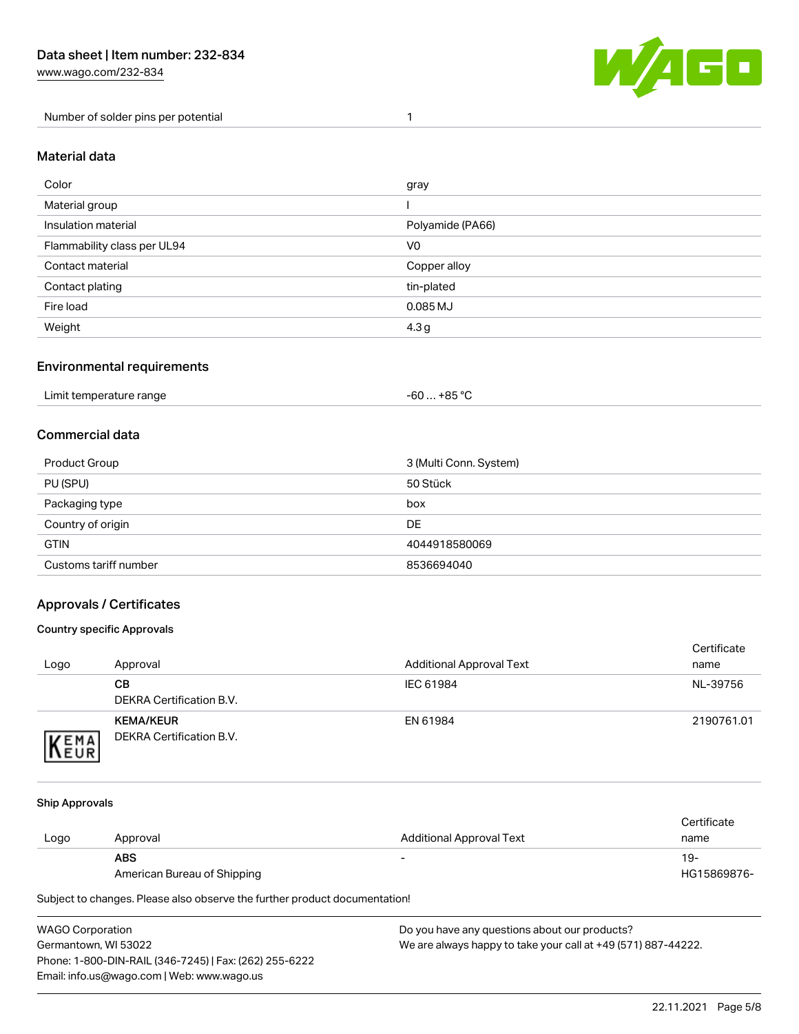| Number of solder pins per potential | 1 |
| --- | --- |

## Material data

| Color | gray |
| --- | --- |
| Material group | I |
| Insulation material | Polyamide (PA66) |
| Flammability class per UL94 | V0 |
| Contact material | Copper alloy |
| Contact plating | tin-plated |
| Fire load | 0.085 MJ |
| Weight | 4.3 g |

## Environmental requirements

| Limit temperature range | -60 … +85 °C |
| --- | --- |

## Commercial data

| Product Group | 3 (Multi Conn. System) |
| --- | --- |
| PU (SPU) | 50 Stück |
| Packaging type | box |
| Country of origin | DE |
| GTIN | 4044918580069 |
| Customs tariff number | 8536694040 |

## Approvals / Certificates

### Country specific Approvals

| Logo | Approval | Additional Approval Text | Certificate name |
| --- | --- | --- | --- |
| | **CB** DEKRA Certification B.V. | IEC 61984 | NL-39756 |
| KEMA EUR | **KEMA/KEUR** DEKRA Certification B.V. | EN 61984 | 2190761.01 |

### Ship Approvals

| Logo | Approval | Additional Approval Text | Certificate name |
| --- | --- | --- | --- |
| | **ABS** American Bureau of Shipping | - | 19-HG15869876- |

Subject to changes. Please also observe the further product documentation!

WAGO Corporation
Germantown, WI 53022
Phone: 1-800-DIN-RAIL (346-7245) | Fax: (262) 255-6222
Email: info.us@wago.com | Web: www.wago.us

Do you have any questions about our products?
We are always happy to take your call at +49 (571) 887-44222.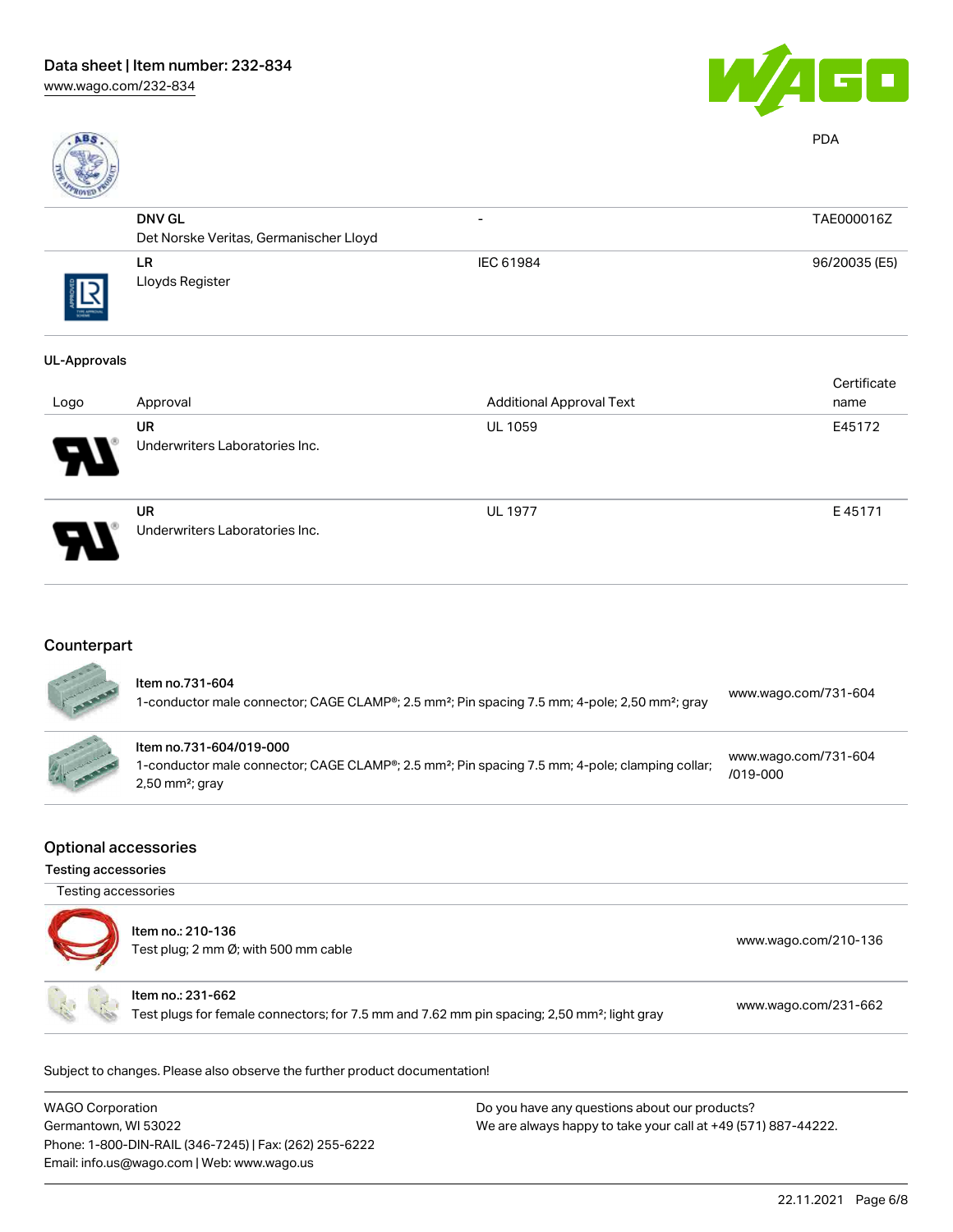| | | | |
|---|---|---|---|
| | | | PDA |
| | **DNV GL**<br>Det Norske Veritas, Germanischer Lloyd | - | TAE000016Z |
| | **LR**<br>Lloyds Register | IEC 61984 | 96/20035 (E5) |

### UL-Approvals

| Logo | Approval | Additional Approval Text | Certificate name |
|---|---|---|---|
| | **UR**<br>Underwriters Laboratories Inc. | UL 1059 | E45172 |
| | **UR**<br>Underwriters Laboratories Inc. | UL 1977 | E 45171 |

## Counterpart

| | | |
|---|---|---|
| | **Item no.731-604**<br>1-conductor male connector; CAGE CLAMP®; 2.5 mm²; Pin spacing 7.5 mm; 4-pole; 2,50 mm²; gray | www.wago.com/731-604 |
| | **Item no.731-604/019-000**<br>1-conductor male connector; CAGE CLAMP®; 2.5 mm²; Pin spacing 7.5 mm; 4-pole; clamping collar; 2,50 mm²; gray | www.wago.com/731-604/019-000 |

## Optional accessories

### Testing accessories

Testing accessories

| | | |
|---|---|---|
| | **Item no.: 210-136**<br>Test plug; 2 mm Ø; with 500 mm cable | www.wago.com/210-136 |
| | **Item no.: 231-662**<br>Test plugs for female connectors; for 7.5 mm and 7.62 mm pin spacing; 2,50 mm²; light gray | www.wago.com/231-662 |

Subject to changes. Please also observe the further product documentation!

WAGO Corporation
Germantown, WI 53022
Phone: 1-800-DIN-RAIL (346-7245) | Fax: (262) 255-6222
Email: info.us@wago.com | Web: www.wago.us

Do you have any questions about our products?
We are always happy to take your call at +49 (571) 887-44222.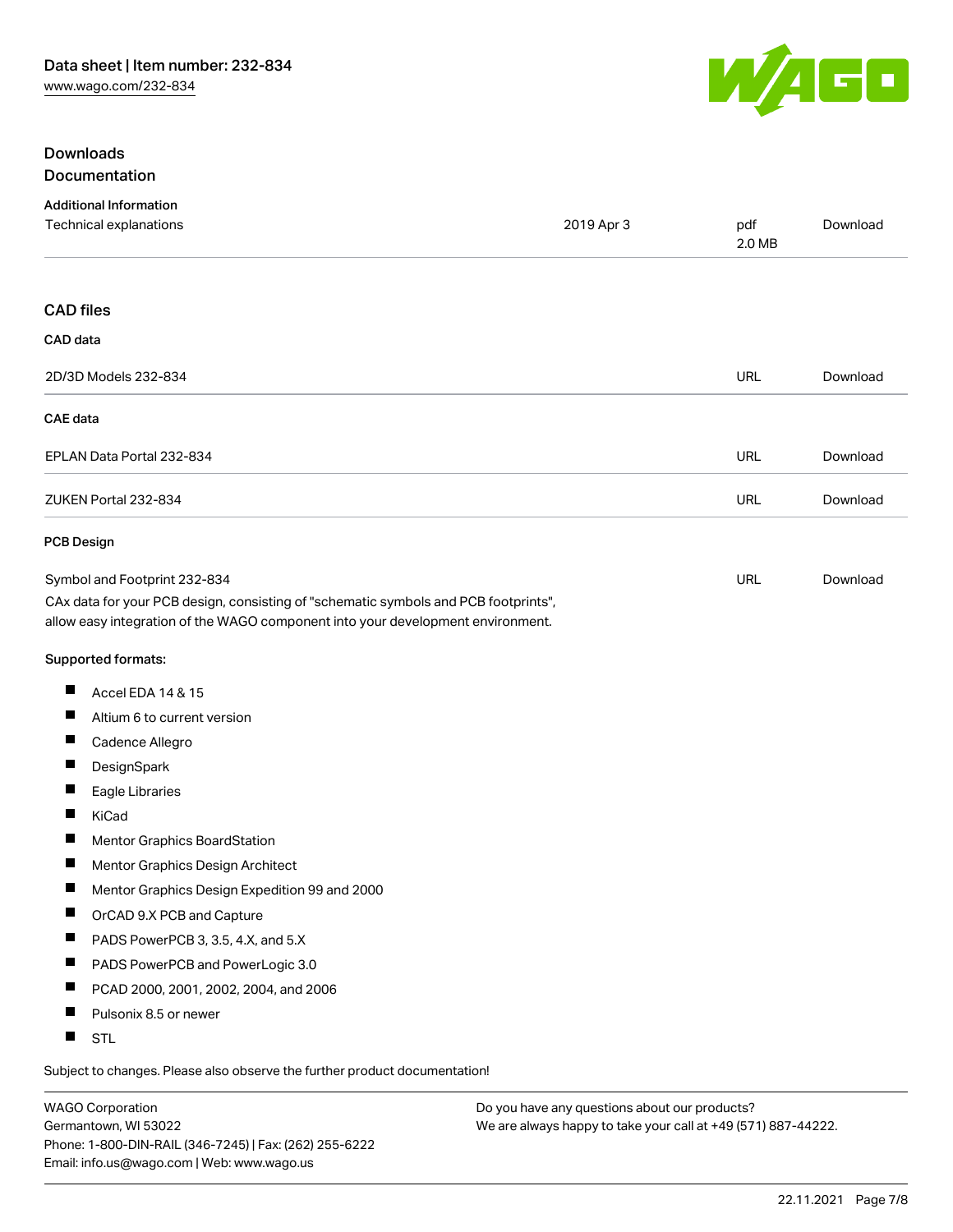## Downloads

### Documentation

**Additional Information**

| | | | |
|---|---|---|---|
| Technical explanations | 2019 Apr 3 | pdf 2.0 MB | Download |

### CAD files

**CAD data**

| | | |
|---|---|---|
| 2D/3D Models 232-834 | URL | Download |

**CAE data**

| | | |
|---|---|---|
| EPLAN Data Portal 232-834 | URL | Download |
| ZUKEN Portal 232-834 | URL | Download |

**PCB Design**

| | | |
|---|---|---|
| Symbol and Footprint 232-834 | URL | Download |

CAx data for your PCB design, consisting of "schematic symbols and PCB footprints", allow easy integration of the WAGO component into your development environment.

**Supported formats:**

- Accel EDA 14 & 15
- Altium 6 to current version
- Cadence Allegro
- DesignSpark
- Eagle Libraries
- KiCad
- Mentor Graphics BoardStation
- Mentor Graphics Design Architect
- Mentor Graphics Design Expedition 99 and 2000
- OrCAD 9.X PCB and Capture
- PADS PowerPCB 3, 3.5, 4.X, and 5.X
- PADS PowerPCB and PowerLogic 3.0
- PCAD 2000, 2001, 2002, 2004, and 2006
- Pulsonix 8.5 or newer
- STL

Subject to changes. Please also observe the further product documentation!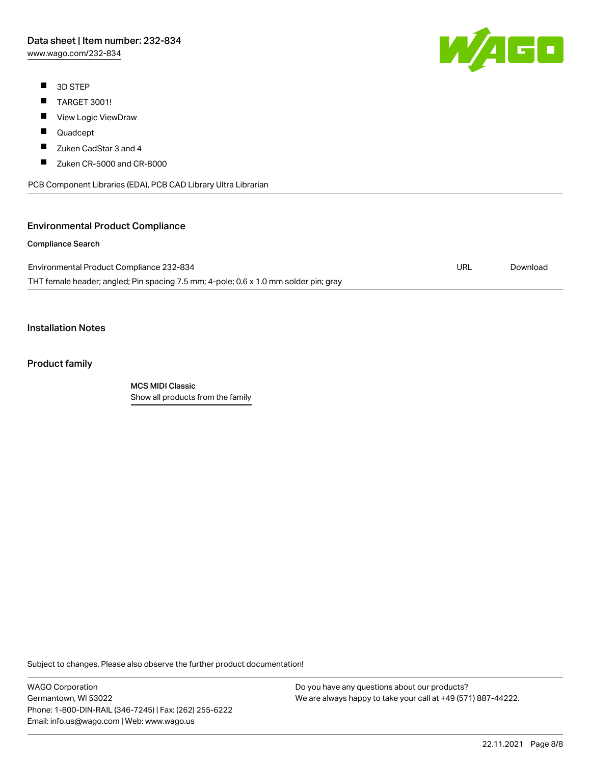- 3D STEP
- TARGET 3001!
- View Logic ViewDraw
- Quadcept
- Zuken CadStar 3 and 4
- Zuken CR-5000 and CR-8000

PCB Component Libraries (EDA), PCB CAD Library Ultra Librarian

## Environmental Product Compliance

### Compliance Search

| | | |
|---|---|---|
| Environmental Product Compliance 232-834 | URL | Download |
| THT female header; angled; Pin spacing 7.5 mm; 4-pole; 0.6 x 1.0 mm solder pin; gray | | |

## Installation Notes

## Product family

MCS MIDI Classic
Show all products from the family

Subject to changes. Please also observe the further product documentation!

WAGO Corporation
Germantown, WI 53022
Phone: 1-800-DIN-RAIL (346-7245) | Fax: (262) 255-6222
Email: info.us@wago.com | Web: www.wago.us

Do you have any questions about our products?
We are always happy to take your call at +49 (571) 887-44222.